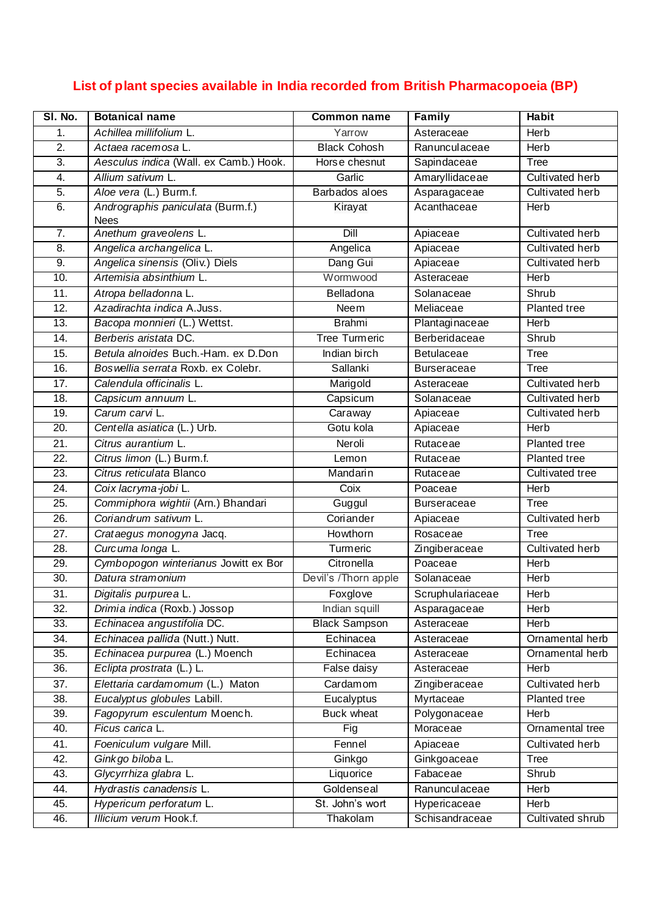# List of plant species available in India recorded from British Pharmacopoeia (BP)

| Sl. No. | Botanical name | Common name | Family | Habit |
|---|---|---|---|---|
| 1. | *Achillea millifolium* L. | Yarrow | Asteraceae | Herb |
| 2. | *Actaea racemosa* L. | Black Cohosh | Ranunculaceae | Herb |
| 3. | *Aesculus indica* (Wall. ex Camb.) Hook. | Horse chesnut | Sapindaceae | Tree |
| 4. | *Allium sativum* L. | Garlic | Amaryllidaceae | Cultivated herb |
| 5. | *Aloe vera* (L.) Burm.f. | Barbados aloes | Asparagaceae | Cultivated herb |
| 6. | *Andrographis paniculata* (Burm.f.) Nees | Kirayat | Acanthaceae | Herb |
| 7. | *Anethum graveolens* L. | Dill | Apiaceae | Cultivated herb |
| 8. | *Angelica archangelica* L. | Angelica | Apiaceae | Cultivated herb |
| 9. | *Angelica sinensis* (Oliv.) Diels | Dang Gui | Apiaceae | Cultivated herb |
| 10. | *Artemisia absinthium* L. | Wormwood | Asteraceae | Herb |
| 11. | *Atropa belladonna* L. | Belladona | Solanaceae | Shrub |
| 12. | *Azadirachta indica* A.Juss. | Neem | Meliaceae | Planted tree |
| 13. | *Bacopa monnieri* (L.) Wettst. | Brahmi | Plantaginaceae | Herb |
| 14. | *Berberis aristata* DC. | Tree Turmeric | Berberidaceae | Shrub |
| 15. | *Betula alnoides* Buch.-Ham. ex D.Don | Indian birch | Betulaceae | Tree |
| 16. | *Boswellia serrata* Roxb. ex Colebr. | Sallanki | Burseraceae | Tree |
| 17. | *Calendula officinalis* L. | Marigold | Asteraceae | Cultivated herb |
| 18. | *Capsicum annuum* L. | Capsicum | Solanaceae | Cultivated herb |
| 19. | *Carum carvi* L. | Caraway | Apiaceae | Cultivated herb |
| 20. | *Centella asiatica* (L.) Urb. | Gotu kola | Apiaceae | Herb |
| 21. | *Citrus aurantium* L. | Neroli | Rutaceae | Planted tree |
| 22. | *Citrus limon* (L.) Burm.f. | Lemon | Rutaceae | Planted tree |
| 23. | *Citrus reticulata* Blanco | Mandarin | Rutaceae | Cultivated tree |
| 24. | *Coix lacryma-jobi* L. | Coix | Poaceae | Herb |
| 25. | *Commiphora wightii* (Arn.) Bhandari | Guggul | Burseraceae | Tree |
| 26. | *Coriandrum sativum* L. | Coriander | Apiaceae | Cultivated herb |
| 27. | *Crataegus monogyna* Jacq. | Howthorn | Rosaceae | Tree |
| 28. | *Curcuma longa* L. | Turmeric | Zingiberaceae | Cultivated herb |
| 29. | *Cymbopogon winterianus* Jowitt ex Bor | Citronella | Poaceae | Herb |
| 30. | *Datura stramonium* | Devil's /Thorn apple | Solanaceae | Herb |
| 31. | *Digitalis purpurea* L. | Foxglove | Scruphulariaceae | Herb |
| 32. | *Drimia indica* (Roxb.) Jossop | Indian squill | Asparagaceae | Herb |
| 33. | *Echinacea angustifolia* DC. | Black Sampson | Asteraceae | Herb |
| 34. | *Echinacea pallida* (Nutt.) Nutt. | Echinacea | Asteraceae | Ornamental herb |
| 35. | *Echinacea purpurea* (L.) Moench | Echinacea | Asteraceae | Ornamental herb |
| 36. | *Eclipta prostrata* (L.) L. | False daisy | Asteraceae | Herb |
| 37. | *Elettaria cardamomum* (L.) Maton | Cardamom | Zingiberaceae | Cultivated herb |
| 38. | *Eucalyptus globules* Labill. | Eucalyptus | Myrtaceae | Planted tree |
| 39. | *Fagopyrum esculentum* Moench. | Buck wheat | Polygonaceae | Herb |
| 40. | *Ficus carica* L. | Fig | Moraceae | Ornamental tree |
| 41. | *Foeniculum vulgare* Mill. | Fennel | Apiaceae | Cultivated herb |
| 42. | *Ginkgo biloba* L. | Ginkgo | Ginkgoaceae | Tree |
| 43. | *Glycyrrhiza glabra* L. | Liquorice | Fabaceae | Shrub |
| 44. | *Hydrastis canadensis* L. | Goldenseal | Ranunculaceae | Herb |
| 45. | *Hypericum perforatum* L. | St. John's wort | Hypericaceae | Herb |
| 46. | *Illicium verum* Hook.f. | Thakolam | Schisandraceae | Cultivated shrub |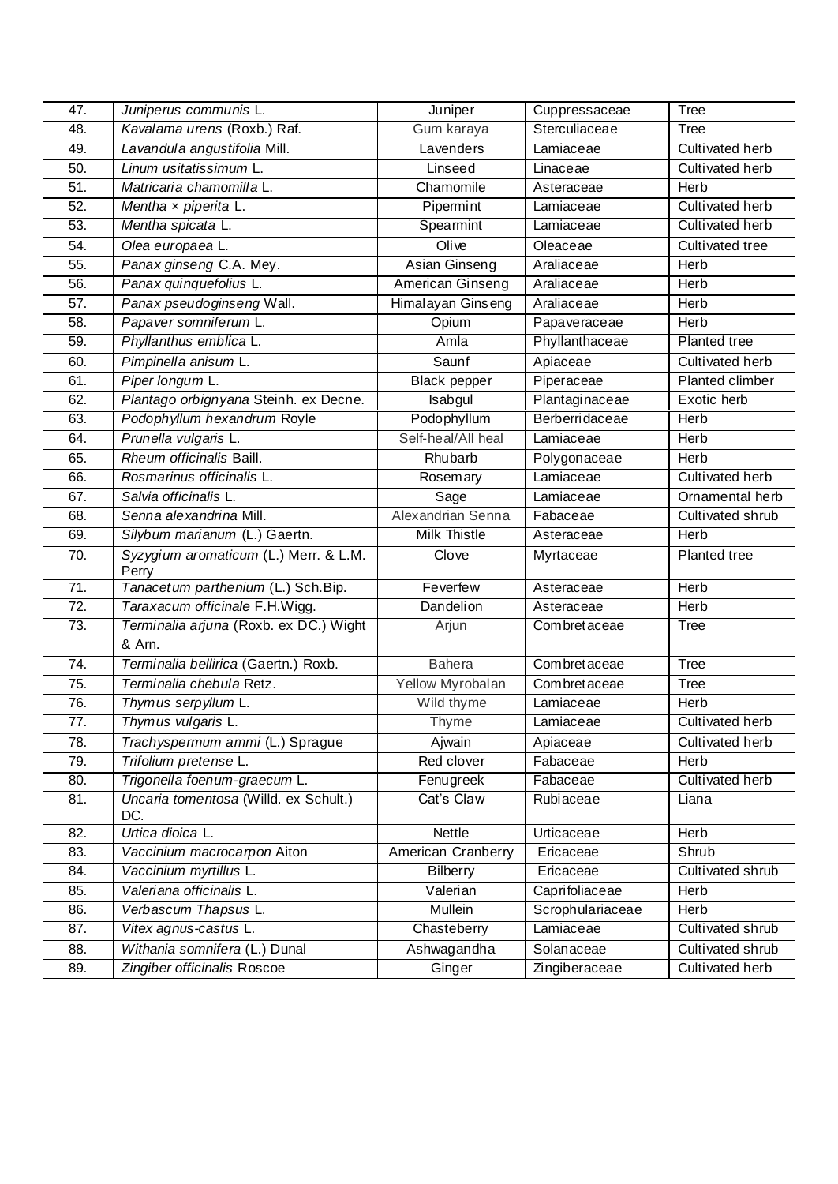| | | | | |
|---|---|---|---|---|
| 47. | *Juniperus communis* L. | Juniper | Cuppressaceae | Tree |
| 48. | *Kavalama urens* (Roxb.) Raf. | Gum karaya | Sterculiaceae | Tree |
| 49. | *Lavandula angustifolia* Mill. | Lavenders | Lamiaceae | Cultivated herb |
| 50. | *Linum usitatissimum* L. | Linseed | Linaceae | Cultivated herb |
| 51. | *Matricaria chamomilla* L. | Chamomile | Asteraceae | Herb |
| 52. | *Mentha × piperita* L. | Pipermint | Lamiaceae | Cultivated herb |
| 53. | *Mentha spicata* L. | Spearmint | Lamiaceae | Cultivated herb |
| 54. | *Olea europaea* L. | Olive | Oleaceae | Cultivated tree |
| 55. | *Panax ginseng* C.A. Mey. | Asian Ginseng | Araliaceae | Herb |
| 56. | *Panax quinquefolius* L. | American Ginseng | Araliaceae | Herb |
| 57. | *Panax pseudoginseng* Wall. | Himalayan Ginseng | Araliaceae | Herb |
| 58. | *Papaver somniferum* L. | Opium | Papaveraceae | Herb |
| 59. | *Phyllanthus emblica* L. | Amla | Phyllanthaceae | Planted tree |
| 60. | *Pimpinella anisum* L. | Saunf | Apiaceae | Cultivated herb |
| 61. | *Piper longum* L. | Black pepper | Piperaceae | Planted climber |
| 62. | *Plantago orbignyana* Steinh. ex Decne. | Isabgul | Plantaginaceae | Exotic herb |
| 63. | *Podophyllum hexandrum* Royle | Podophyllum | Berberridaceae | Herb |
| 64. | *Prunella vulgaris* L. | Self-heal/All heal | Lamiaceae | Herb |
| 65. | *Rheum officinalis* Baill. | Rhubarb | Polygonaceae | Herb |
| 66. | *Rosmarinus officinalis* L. | Rosemary | Lamiaceae | Cultivated herb |
| 67. | *Salvia officinalis* L. | Sage | Lamiaceae | Ornamental herb |
| 68. | *Senna alexandrina* Mill. | Alexandrian Senna | Fabaceae | Cultivated shrub |
| 69. | *Silybum marianum* (L.) Gaertn. | Milk Thistle | Asteraceae | Herb |
| 70. | *Syzygium aromaticum* (L.) Merr. & L.M. Perry | Clove | Myrtaceae | Planted tree |
| 71. | *Tanacetum parthenium* (L.) Sch.Bip. | Feverfew | Asteraceae | Herb |
| 72. | *Taraxacum officinale* F.H.Wigg. | Dandelion | Asteraceae | Herb |
| 73. | *Terminalia arjuna* (Roxb. ex DC.) Wight & Arn. | Arjun | Combretaceae | Tree |
| 74. | *Terminalia bellirica* (Gaertn.) Roxb. | Bahera | Combretaceae | Tree |
| 75. | *Terminalia chebula* Retz. | Yellow Myrobalan | Combretaceae | Tree |
| 76. | *Thymus serpyllum* L. | Wild thyme | Lamiaceae | Herb |
| 77. | *Thymus vulgaris* L. | Thyme | Lamiaceae | Cultivated herb |
| 78. | *Trachyspermum ammi* (L.) Sprague | Ajwain | Apiaceae | Cultivated herb |
| 79. | *Trifolium pretense* L. | Red clover | Fabaceae | Herb |
| 80. | *Trigonella foenum-graecum* L. | Fenugreek | Fabaceae | Cultivated herb |
| 81. | *Uncaria tomentosa* (Willd. ex Schult.) DC. | Cat's Claw | Rubiaceae | Liana |
| 82. | *Urtica dioica* L. | Nettle | Urticaceae | Herb |
| 83. | *Vaccinium macrocarpon* Aiton | American Cranberry | Ericaceae | Shrub |
| 84. | *Vaccinium myrtillus* L. | Bilberry | Ericaceae | Cultivated shrub |
| 85. | *Valeriana officinalis* L. | Valerian | Caprifoliaceae | Herb |
| 86. | *Verbascum Thapsus* L. | Mullein | Scrophulariaceae | Herb |
| 87. | *Vitex agnus-castus* L. | Chasteberry | Lamiaceae | Cultivated shrub |
| 88. | *Withania somnifera* (L.) Dunal | Ashwagandha | Solanaceae | Cultivated shrub |
| 89. | *Zingiber officinalis* Roscoe | Ginger | Zingiberaceae | Cultivated herb |